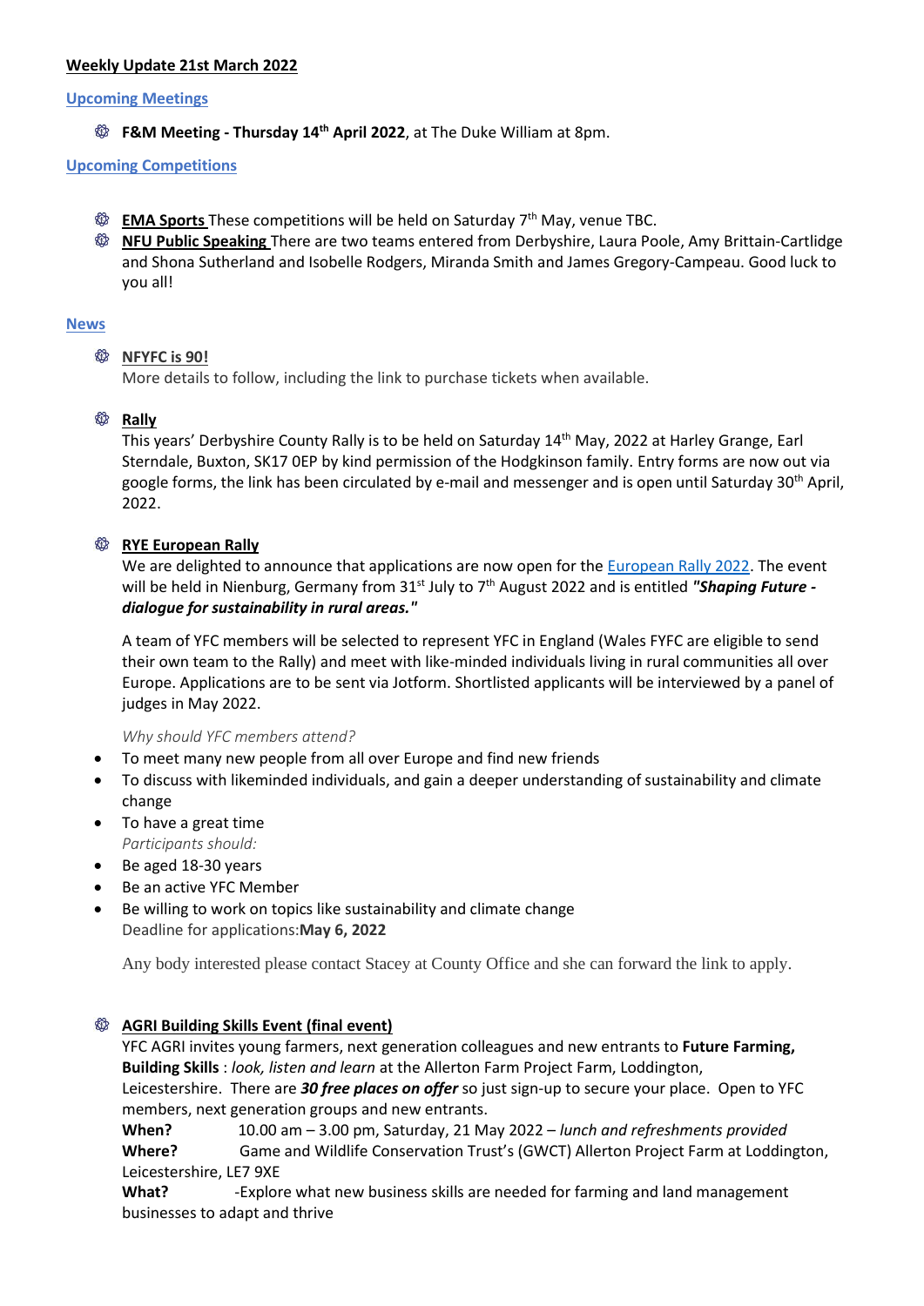**Weekly Update 21st March 2022**

**Upcoming Meetings**

- **F&M Meeting - Thursday 14th April 2022**, at The Duke William at 8pm.

**Upcoming Competitions**

- **EMA Sports** These competitions will be held on Saturday 7th May, venue TBC.
- **NFU Public Speaking** There are two teams entered from Derbyshire, Laura Poole, Amy Brittain-Cartlidge and Shona Sutherland and Isobelle Rodgers, Miranda Smith and James Gregory-Campeau. Good luck to you all!

**News**

- **NFYFC is 90!**
  More details to follow, including the link to purchase tickets when available.

- **Rally**
  This years' Derbyshire County Rally is to be held on Saturday 14th May, 2022 at Harley Grange, Earl Sterndale, Buxton, SK17 0EP by kind permission of the Hodgkinson family. Entry forms are now out via google forms, the link has been circulated by e-mail and messenger and is open until Saturday 30th April, 2022.

- **RYE European Rally**
  We are delighted to announce that applications are now open for the European Rally 2022. The event will be held in Nienburg, Germany from 31st July to 7th August 2022 and is entitled ***"Shaping Future - dialogue for sustainability in rural areas."***

  A team of YFC members will be selected to represent YFC in England (Wales FYFC are eligible to send their own team to the Rally) and meet with like-minded individuals living in rural communities all over Europe. Applications are to be sent via Jotform. Shortlisted applicants will be interviewed by a panel of judges in May 2022.

  *Why should YFC members attend?*

  - To meet many new people from all over Europe and find new friends
  - To discuss with likeminded individuals, and gain a deeper understanding of sustainability and climate change
  - To have a great time

  *Participants should:*

  - Be aged 18-30 years
  - Be an active YFC Member
  - Be willing to work on topics like sustainability and climate change

  Deadline for applications:**May 6, 2022**

  Any body interested please contact Stacey at County Office and she can forward the link to apply.

- **AGRI Building Skills Event (final event)**
  YFC AGRI invites young farmers, next generation colleagues and new entrants to **Future Farming, Building Skills** : *look, listen and learn* at the Allerton Farm Project Farm, Loddington, Leicestershire. There are ***30 free places on offer*** so just sign-up to secure your place. Open to YFC members, next generation groups and new entrants.

  **When?** 10.00 am – 3.00 pm, Saturday, 21 May 2022 – *lunch and refreshments provided*

  **Where?** Game and Wildlife Conservation Trust's (GWCT) Allerton Project Farm at Loddington, Leicestershire, LE7 9XE

  **What?** -Explore what new business skills are needed for farming and land management businesses to adapt and thrive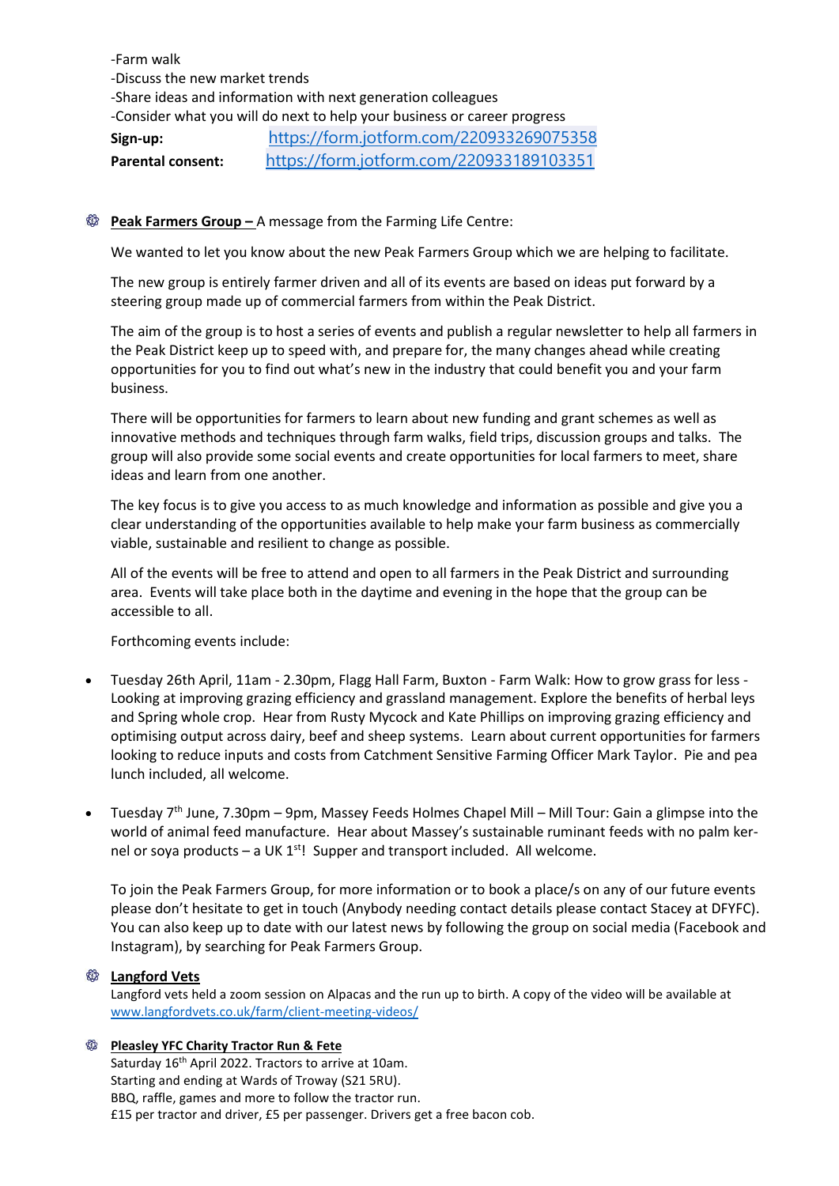-Farm walk
-Discuss the new market trends
-Share ideas and information with next generation colleagues
-Consider what you will do next to help your business or career progress

**Sign-up:** https://form.jotform.com/220933269075358
**Parental consent:** https://form.jotform.com/220933189103351

**Peak Farmers Group –** A message from the Farming Life Centre:

We wanted to let you know about the new Peak Farmers Group which we are helping to facilitate.

The new group is entirely farmer driven and all of its events are based on ideas put forward by a steering group made up of commercial farmers from within the Peak District.

The aim of the group is to host a series of events and publish a regular newsletter to help all farmers in the Peak District keep up to speed with, and prepare for, the many changes ahead while creating opportunities for you to find out what's new in the industry that could benefit you and your farm business.

There will be opportunities for farmers to learn about new funding and grant schemes as well as innovative methods and techniques through farm walks, field trips, discussion groups and talks. The group will also provide some social events and create opportunities for local farmers to meet, share ideas and learn from one another.

The key focus is to give you access to as much knowledge and information as possible and give you a clear understanding of the opportunities available to help make your farm business as commercially viable, sustainable and resilient to change as possible.

All of the events will be free to attend and open to all farmers in the Peak District and surrounding area. Events will take place both in the daytime and evening in the hope that the group can be accessible to all.

Forthcoming events include:

- Tuesday 26th April, 11am - 2.30pm, Flagg Hall Farm, Buxton - Farm Walk: How to grow grass for less - Looking at improving grazing efficiency and grassland management. Explore the benefits of herbal leys and Spring whole crop. Hear from Rusty Mycock and Kate Phillips on improving grazing efficiency and optimising output across dairy, beef and sheep systems. Learn about current opportunities for farmers looking to reduce inputs and costs from Catchment Sensitive Farming Officer Mark Taylor. Pie and pea lunch included, all welcome.

- Tuesday 7th June, 7.30pm – 9pm, Massey Feeds Holmes Chapel Mill – Mill Tour: Gain a glimpse into the world of animal feed manufacture. Hear about Massey's sustainable ruminant feeds with no palm kernel or soya products – a UK 1st! Supper and transport included. All welcome.

To join the Peak Farmers Group, for more information or to book a place/s on any of our future events please don't hesitate to get in touch (Anybody needing contact details please contact Stacey at DFYFC). You can also keep up to date with our latest news by following the group on social media (Facebook and Instagram), by searching for Peak Farmers Group.

**Langford Vets**

Langford vets held a zoom session on Alpacas and the run up to birth. A copy of the video will be available at www.langfordvets.co.uk/farm/client-meeting-videos/

**Pleasley YFC Charity Tractor Run & Fete**

Saturday 16th April 2022. Tractors to arrive at 10am.
Starting and ending at Wards of Troway (S21 5RU).
BBQ, raffle, games and more to follow the tractor run.
£15 per tractor and driver, £5 per passenger. Drivers get a free bacon cob.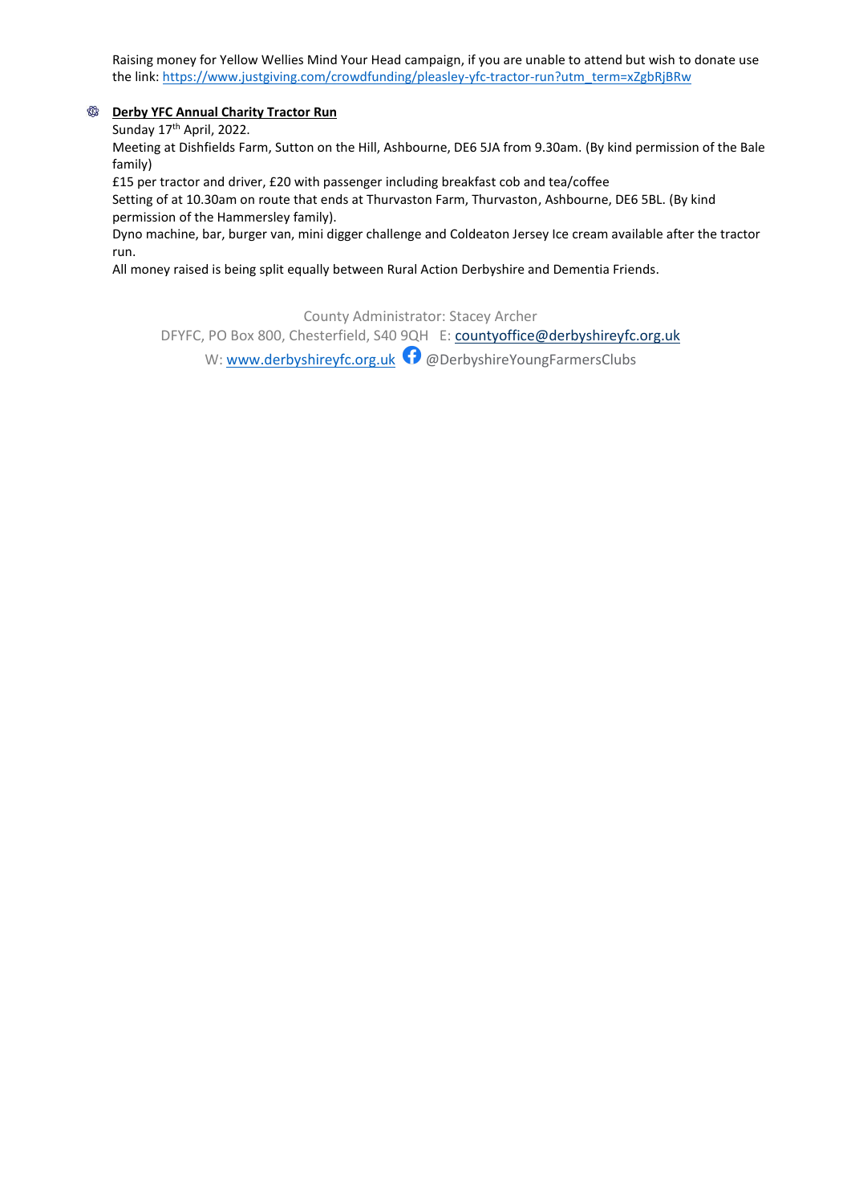Raising money for Yellow Wellies Mind Your Head campaign, if you are unable to attend but wish to donate use the link: https://www.justgiving.com/crowdfunding/pleasley-yfc-tractor-run?utm_term=xZgbRjBRw

- **Derby YFC Annual Charity Tractor Run**

  Sunday 17th April, 2022.

  Meeting at Dishfields Farm, Sutton on the Hill, Ashbourne, DE6 5JA from 9.30am. (By kind permission of the Bale family)

  £15 per tractor and driver, £20 with passenger including breakfast cob and tea/coffee

  Setting of at 10.30am on route that ends at Thurvaston Farm, Thurvaston, Ashbourne, DE6 5BL. (By kind permission of the Hammersley family).

  Dyno machine, bar, burger van, mini digger challenge and Coldeaton Jersey Ice cream available after the tractor run.

  All money raised is being split equally between Rural Action Derbyshire and Dementia Friends.

County Administrator: Stacey Archer

DFYFC, PO Box 800, Chesterfield, S40 9QH E: countyoffice@derbyshireyfc.org.uk

W: www.derbyshireyfc.org.uk @DerbyshireYoungFarmersClubs